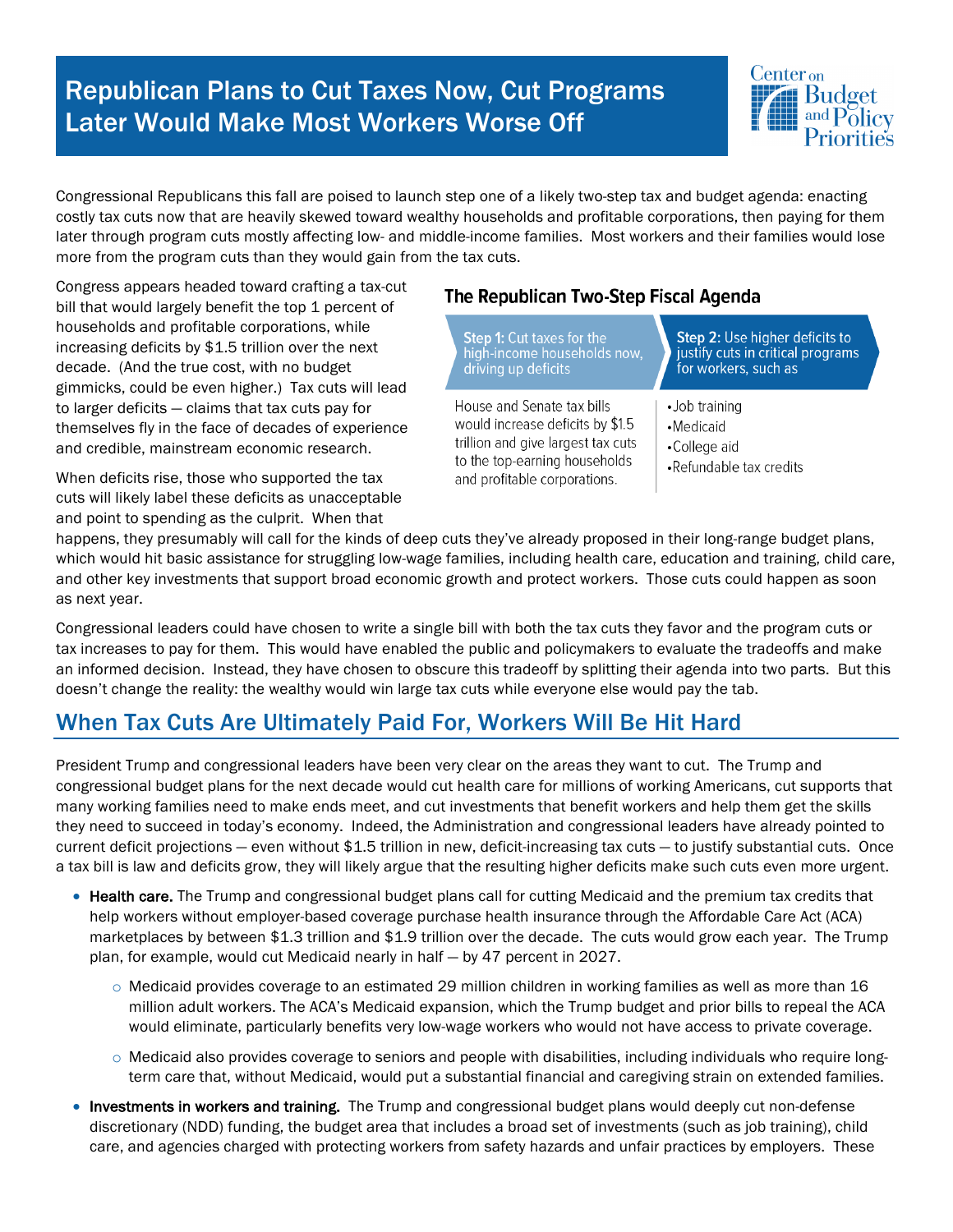# Republican Plans to Cut Taxes Now, Cut Programs Later Would Make Most Workers Worse Off

Center on Budget and Policy Priorities

Congressional Republicans this fall are poised to launch step one of a likely two-step tax and budget agenda: enacting costly tax cuts now that are heavily skewed toward wealthy households and profitable corporations, then paying for them later through program cuts mostly affecting low- and middle-income families. Most workers and their families would lose more from the program cuts than they would gain from the tax cuts.

Congress appears headed toward crafting a tax-cut bill that would largely benefit the top 1 percent of households and profitable corporations, while increasing deficits by $1.5 trillion over the next decade. (And the true cost, with no budget gimmicks, could be even higher.) Tax cuts will lead to larger deficits — claims that tax cuts pay for themselves fly in the face of decades of experience and credible, mainstream economic research.

### The Republican Two-Step Fiscal Agenda

| **Step 1:** Cut taxes for the high-income households now, driving up deficits | **Step 2:** Use higher deficits to justify cuts in critical programs for workers, such as |
|---|---|
| House and Senate tax bills would increase deficits by $1.5 trillion and give largest tax cuts to the top-earning households and profitable corporations. | •Job training<br>•Medicaid<br>•College aid<br>•Refundable tax credits |

When deficits rise, those who supported the tax cuts will likely label these deficits as unacceptable and point to spending as the culprit. When that happens, they presumably will call for the kinds of deep cuts they've already proposed in their long-range budget plans, which would hit basic assistance for struggling low-wage families, including health care, education and training, child care, and other key investments that support broad economic growth and protect workers. Those cuts could happen as soon as next year.

Congressional leaders could have chosen to write a single bill with both the tax cuts they favor and the program cuts or tax increases to pay for them. This would have enabled the public and policymakers to evaluate the tradeoffs and make an informed decision. Instead, they have chosen to obscure this tradeoff by splitting their agenda into two parts. But this doesn't change the reality: the wealthy would win large tax cuts while everyone else would pay the tab.

## When Tax Cuts Are Ultimately Paid For, Workers Will Be Hit Hard

President Trump and congressional leaders have been very clear on the areas they want to cut. The Trump and congressional budget plans for the next decade would cut health care for millions of working Americans, cut supports that many working families need to make ends meet, and cut investments that benefit workers and help them get the skills they need to succeed in today's economy. Indeed, the Administration and congressional leaders have already pointed to current deficit projections — even without $1.5 trillion in new, deficit-increasing tax cuts — to justify substantial cuts. Once a tax bill is law and deficits grow, they will likely argue that the resulting higher deficits make such cuts even more urgent.

- **Health care.** The Trump and congressional budget plans call for cutting Medicaid and the premium tax credits that help workers without employer-based coverage purchase health insurance through the Affordable Care Act (ACA) marketplaces by between $1.3 trillion and $1.9 trillion over the decade. The cuts would grow each year. The Trump plan, for example, would cut Medicaid nearly in half — by 47 percent in 2027.
  - Medicaid provides coverage to an estimated 29 million children in working families as well as more than 16 million adult workers. The ACA's Medicaid expansion, which the Trump budget and prior bills to repeal the ACA would eliminate, particularly benefits very low-wage workers who would not have access to private coverage.
  - Medicaid also provides coverage to seniors and people with disabilities, including individuals who require long-term care that, without Medicaid, would put a substantial financial and caregiving strain on extended families.
- **Investments in workers and training.** The Trump and congressional budget plans would deeply cut non-defense discretionary (NDD) funding, the budget area that includes a broad set of investments (such as job training), child care, and agencies charged with protecting workers from safety hazards and unfair practices by employers. These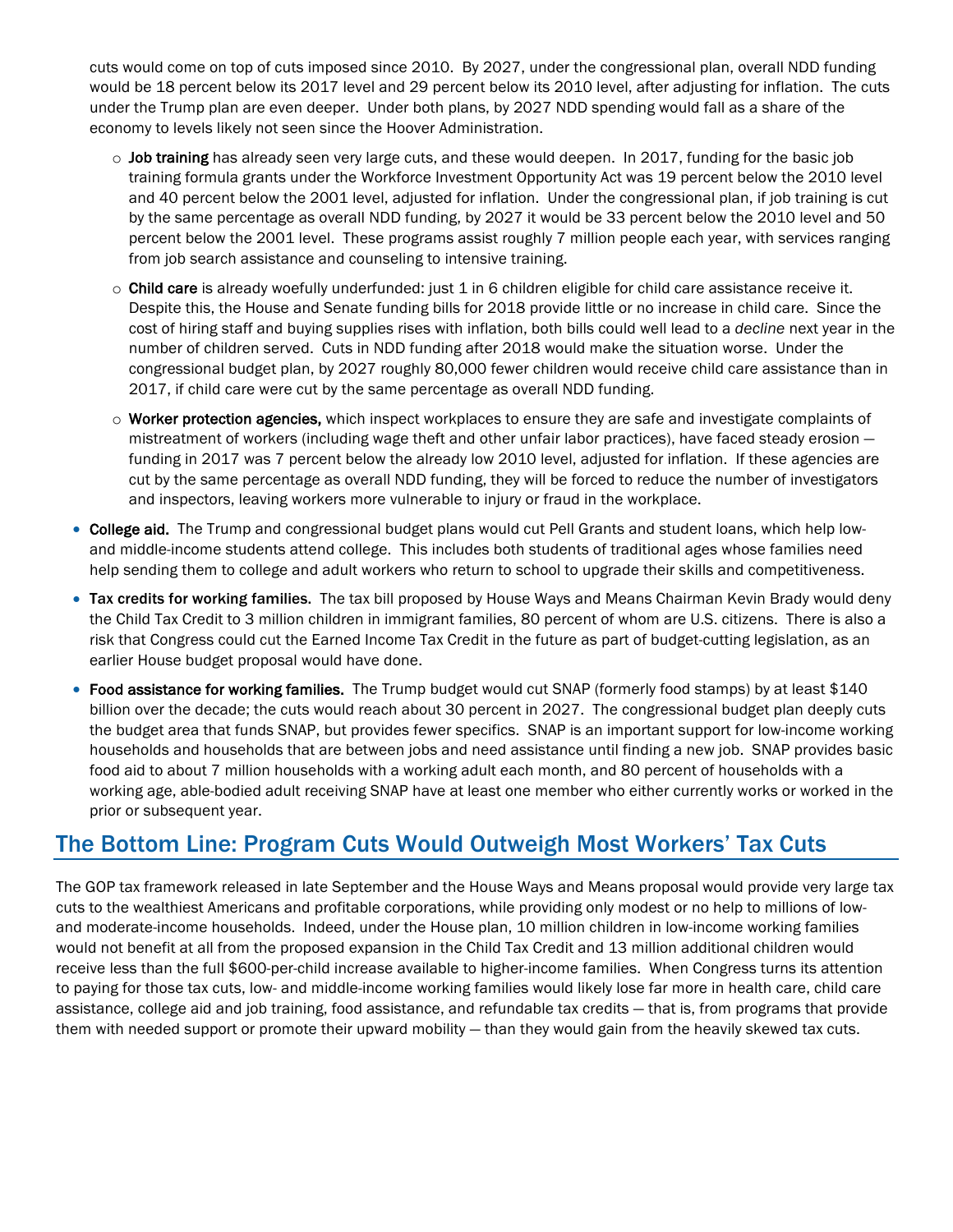cuts would come on top of cuts imposed since 2010. By 2027, under the congressional plan, overall NDD funding would be 18 percent below its 2017 level and 29 percent below its 2010 level, after adjusting for inflation. The cuts under the Trump plan are even deeper. Under both plans, by 2027 NDD spending would fall as a share of the economy to levels likely not seen since the Hoover Administration.

  - **Job training** has already seen very large cuts, and these would deepen. In 2017, funding for the basic job training formula grants under the Workforce Investment Opportunity Act was 19 percent below the 2010 level and 40 percent below the 2001 level, adjusted for inflation. Under the congressional plan, if job training is cut by the same percentage as overall NDD funding, by 2027 it would be 33 percent below the 2010 level and 50 percent below the 2001 level. These programs assist roughly 7 million people each year, with services ranging from job search assistance and counseling to intensive training.
  - **Child care** is already woefully underfunded: just 1 in 6 children eligible for child care assistance receive it. Despite this, the House and Senate funding bills for 2018 provide little or no increase in child care. Since the cost of hiring staff and buying supplies rises with inflation, both bills could well lead to a *decline* next year in the number of children served. Cuts in NDD funding after 2018 would make the situation worse. Under the congressional budget plan, by 2027 roughly 80,000 fewer children would receive child care assistance than in 2017, if child care were cut by the same percentage as overall NDD funding.
  - **Worker protection agencies,** which inspect workplaces to ensure they are safe and investigate complaints of mistreatment of workers (including wage theft and other unfair labor practices), have faced steady erosion — funding in 2017 was 7 percent below the already low 2010 level, adjusted for inflation. If these agencies are cut by the same percentage as overall NDD funding, they will be forced to reduce the number of investigators and inspectors, leaving workers more vulnerable to injury or fraud in the workplace.

- **College aid.** The Trump and congressional budget plans would cut Pell Grants and student loans, which help low- and middle-income students attend college. This includes both students of traditional ages whose families need help sending them to college and adult workers who return to school to upgrade their skills and competitiveness.
- **Tax credits for working families.** The tax bill proposed by House Ways and Means Chairman Kevin Brady would deny the Child Tax Credit to 3 million children in immigrant families, 80 percent of whom are U.S. citizens. There is also a risk that Congress could cut the Earned Income Tax Credit in the future as part of budget-cutting legislation, as an earlier House budget proposal would have done.
- **Food assistance for working families.** The Trump budget would cut SNAP (formerly food stamps) by at least $140 billion over the decade; the cuts would reach about 30 percent in 2027. The congressional budget plan deeply cuts the budget area that funds SNAP, but provides fewer specifics. SNAP is an important support for low-income working households and households that are between jobs and need assistance until finding a new job. SNAP provides basic food aid to about 7 million households with a working adult each month, and 80 percent of households with a working age, able-bodied adult receiving SNAP have at least one member who either currently works or worked in the prior or subsequent year.

## The Bottom Line: Program Cuts Would Outweigh Most Workers' Tax Cuts

The GOP tax framework released in late September and the House Ways and Means proposal would provide very large tax cuts to the wealthiest Americans and profitable corporations, while providing only modest or no help to millions of low- and moderate-income households. Indeed, under the House plan, 10 million children in low-income working families would not benefit at all from the proposed expansion in the Child Tax Credit and 13 million additional children would receive less than the full $600-per-child increase available to higher-income families. When Congress turns its attention to paying for those tax cuts, low- and middle-income working families would likely lose far more in health care, child care assistance, college aid and job training, food assistance, and refundable tax credits — that is, from programs that provide them with needed support or promote their upward mobility — than they would gain from the heavily skewed tax cuts.